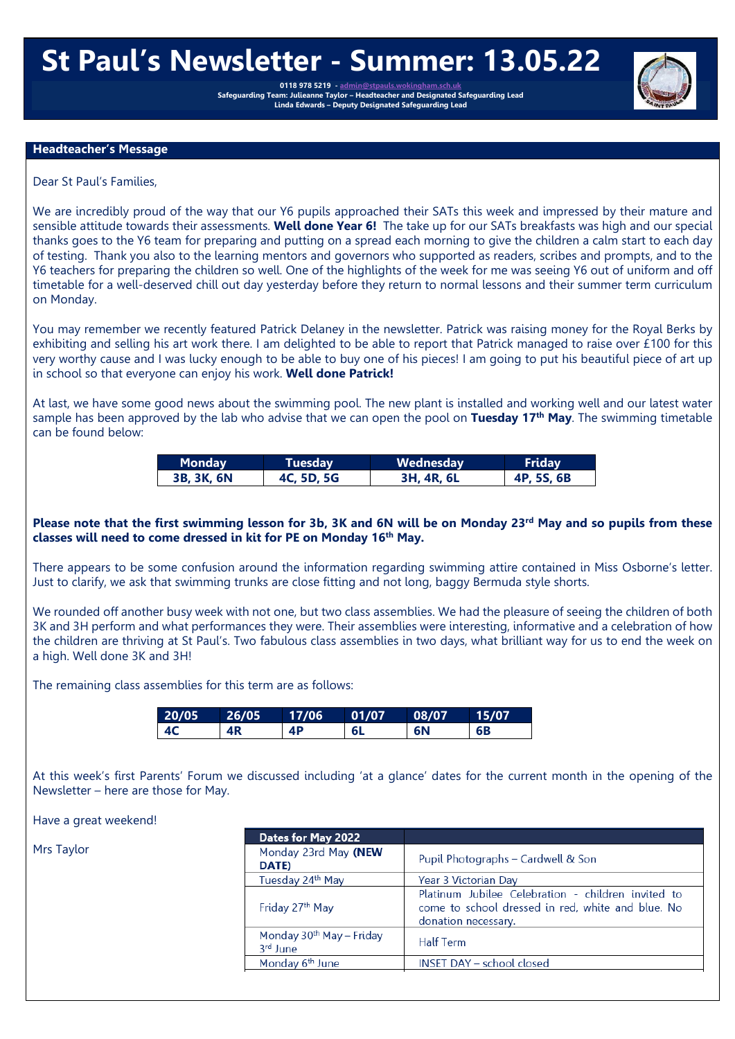# St Paul's Newsletter - Summer: 13.05.22

**0118 978 5219 - admin@stpauls.wokingham.sch.uk**
**Safeguarding Team: Julieanne Taylor – Headteacher and Designated Safeguarding Lead**
**Linda Edwards – Deputy Designated Safeguarding Lead**

## Headteacher's Message

Dear St Paul's Families,

We are incredibly proud of the way that our Y6 pupils approached their SATs this week and impressed by their mature and sensible attitude towards their assessments. **Well done Year 6!** The take up for our SATs breakfasts was high and our special thanks goes to the Y6 team for preparing and putting on a spread each morning to give the children a calm start to each day of testing. Thank you also to the learning mentors and governors who supported as readers, scribes and prompts, and to the Y6 teachers for preparing the children so well. One of the highlights of the week for me was seeing Y6 out of uniform and off timetable for a well-deserved chill out day yesterday before they return to normal lessons and their summer term curriculum on Monday.

You may remember we recently featured Patrick Delaney in the newsletter. Patrick was raising money for the Royal Berks by exhibiting and selling his art work there. I am delighted to be able to report that Patrick managed to raise over £100 for this very worthy cause and I was lucky enough to be able to buy one of his pieces! I am going to put his beautiful piece of art up in school so that everyone can enjoy his work. **Well done Patrick!**

At last, we have some good news about the swimming pool. The new plant is installed and working well and our latest water sample has been approved by the lab who advise that we can open the pool on **Tuesday 17th May**. The swimming timetable can be found below:

| Monday | Tuesday | Wednesday | Friday |
|---|---|---|---|
| 3B, 3K, 6N | 4C, 5D, 5G | 3H, 4R, 6L | 4P, 5S, 6B |

**Please note that the first swimming lesson for 3b, 3K and 6N will be on Monday 23rd May and so pupils from these classes will need to come dressed in kit for PE on Monday 16th May.**

There appears to be some confusion around the information regarding swimming attire contained in Miss Osborne's letter. Just to clarify, we ask that swimming trunks are close fitting and not long, baggy Bermuda style shorts.

We rounded off another busy week with not one, but two class assemblies. We had the pleasure of seeing the children of both 3K and 3H perform and what performances they were. Their assemblies were interesting, informative and a celebration of how the children are thriving at St Paul's. Two fabulous class assemblies in two days, what brilliant way for us to end the week on a high. Well done 3K and 3H!

The remaining class assemblies for this term are as follows:

| 20/05 | 26/05 | 17/06 | 01/07 | 08/07 | 15/07 |
|---|---|---|---|---|---|
| 4C | 4R | 4P | 6L | 6N | 6B |

At this week's first Parents' Forum we discussed including 'at a glance' dates for the current month in the opening of the Newsletter – here are those for May.

Have a great weekend!

Mrs Taylor

| Dates for May 2022 | |
|---|---|
| Monday 23rd May **(NEW DATE)** | Pupil Photographs – Cardwell & Son |
| Tuesday 24th May | Year 3 Victorian Day |
| Friday 27th May | Platinum Jubilee Celebration - children invited to come to school dressed in red, white and blue. No donation necessary. |
| Monday 30th May – Friday 3rd June | Half Term |
| Monday 6th June | INSET DAY – school closed |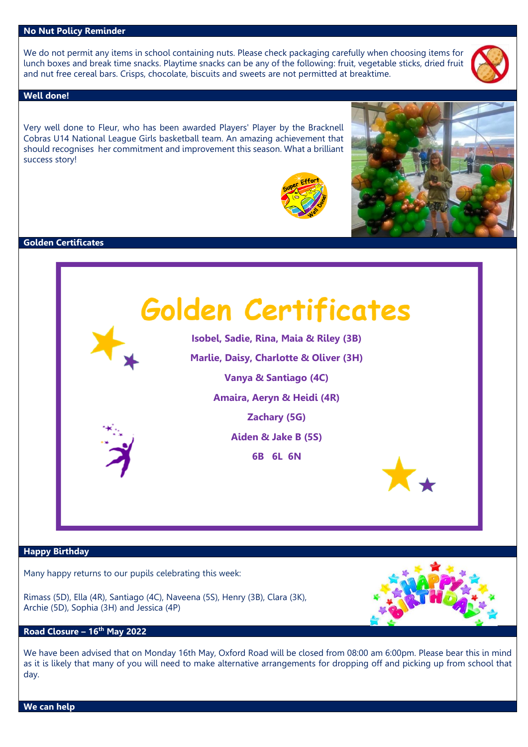## No Nut Policy Reminder

We do not permit any items in school containing nuts. Please check packaging carefully when choosing items for lunch boxes and break time snacks. Playtime snacks can be any of the following: fruit, vegetable sticks, dried fruit and nut free cereal bars. Crisps, chocolate, biscuits and sweets are not permitted at breaktime.

## Well done!

Very well done to Fleur, who has been awarded Players' Player by the Bracknell Cobras U14 National League Girls basketball team. An amazing achievement that should recognises her commitment and improvement this season. What a brilliant success story!

## Golden Certificates

# Golden Certificates

**Isobel, Sadie, Rina, Maia & Riley (3B)**

**Marlie, Daisy, Charlotte & Oliver (3H)**

**Vanya & Santiago (4C)**

**Amaira, Aeryn & Heidi (4R)**

**Zachary (5G)**

**Aiden & Jake B (5S)**

**6B 6L 6N**

## Happy Birthday

Many happy returns to our pupils celebrating this week:

Rimass (5D), Ella (4R), Santiago (4C), Naveena (5S), Henry (3B), Clara (3K), Archie (5D), Sophia (3H) and Jessica (4P)

## Road Closure – 16th May 2022

We have been advised that on Monday 16th May, Oxford Road will be closed from 08:00 am 6:00pm. Please bear this in mind as it is likely that many of you will need to make alternative arrangements for dropping off and picking up from school that day.

## We can help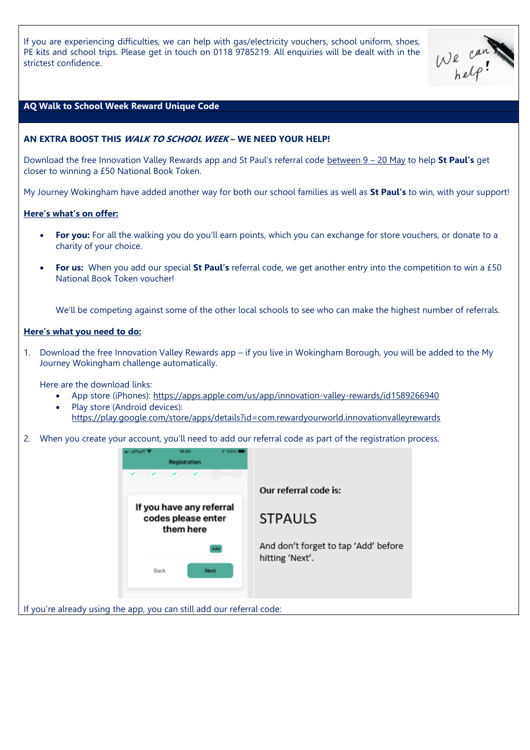If you are experiencing difficulties, we can help with gas/electricity vouchers, school uniform, shoes, PE kits and school trips. Please get in touch on 0118 9785219. All enquiries will be dealt with in the strictest confidence.

## AQ Walk to School Week Reward Unique Code

**AN EXTRA BOOST THIS *WALK TO SCHOOL WEEK* – WE NEED YOUR HELP!**

Download the free Innovation Valley Rewards app and St Paul's referral code between 9 – 20 May to help **St Paul's** get closer to winning a £50 National Book Token.

My Journey Wokingham have added another way for both our school families as well as **St Paul's** to win, with your support!

**Here's what's on offer:**

- **For you:** For all the walking you do you'll earn points, which you can exchange for store vouchers, or donate to a charity of your choice.
- **For us:** When you add our special **St Paul's** referral code, we get another entry into the competition to win a £50 National Book Token voucher!

  We'll be competing against some of the other local schools to see who can make the highest number of referrals.

**Here's what you need to do:**

1. Download the free Innovation Valley Rewards app – if you live in Wokingham Borough, you will be added to the My Journey Wokingham challenge automatically.

   Here are the download links:
   - App store (iPhones): https://apps.apple.com/us/app/innovation-valley-rewards/id1589266940
   - Play store (Android devices): https://play.google.com/store/apps/details?id=com.rewardyourworld.innovationvalleyrewards

2. When you create your account, you'll need to add our referral code as part of the registration process.

Our referral code is:

STPAULS

And don't forget to tap 'Add' before hitting 'Next'.

If you're already using the app, you can still add our referral code: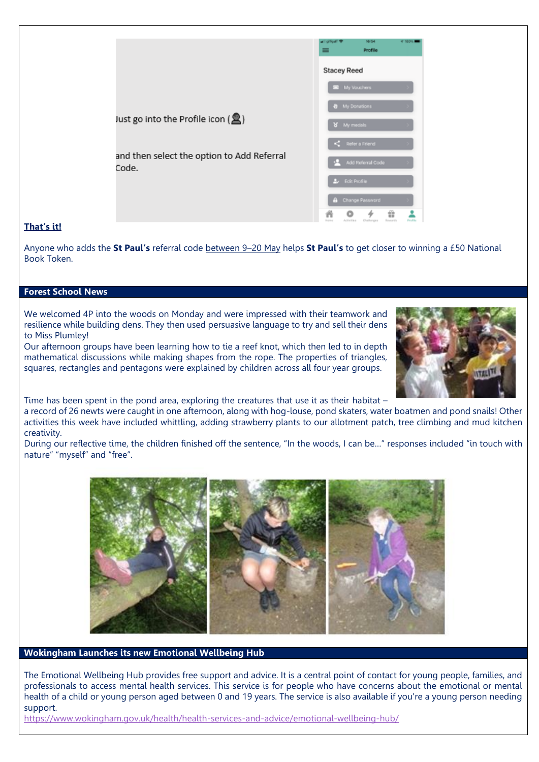Just go into the Profile icon (👤)

and then select the option to Add Referral Code.

**That's it!**

Anyone who adds the **St Paul's** referral code between 9–20 May helps **St Paul's** to get closer to winning a £50 National Book Token.

## Forest School News

We welcomed 4P into the woods on Monday and were impressed with their teamwork and resilience while building dens. They then used persuasive language to try and sell their dens to Miss Plumley!

Our afternoon groups have been learning how to tie a reef knot, which then led to in depth mathematical discussions while making shapes from the rope. The properties of triangles, squares, rectangles and pentagons were explained by children across all four year groups.

Time has been spent in the pond area, exploring the creatures that use it as their habitat – a record of 26 newts were caught in one afternoon, along with hog-louse, pond skaters, water boatmen and pond snails! Other activities this week have included whittling, adding strawberry plants to our allotment patch, tree climbing and mud kitchen creativity.

During our reflective time, the children finished off the sentence, "In the woods, I can be…" responses included "in touch with nature" "myself" and "free".

## Wokingham Launches its new Emotional Wellbeing Hub

The Emotional Wellbeing Hub provides free support and advice. It is a central point of contact for young people, families, and professionals to access mental health services. This service is for people who have concerns about the emotional or mental health of a child or young person aged between 0 and 19 years. The service is also available if you're a young person needing support.

https://www.wokingham.gov.uk/health/health-services-and-advice/emotional-wellbeing-hub/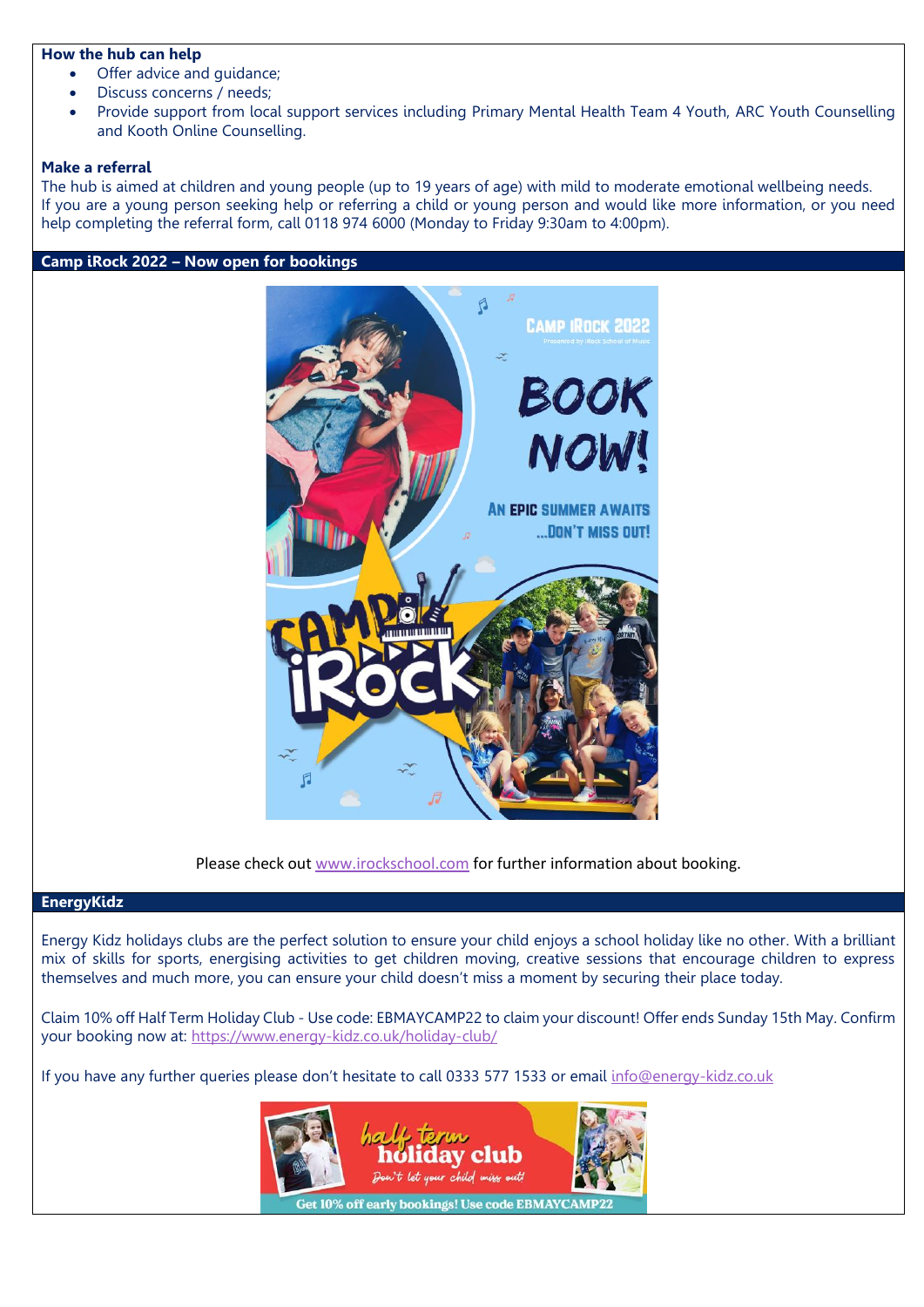**How the hub can help**

- Offer advice and guidance;
- Discuss concerns / needs;
- Provide support from local support services including Primary Mental Health Team 4 Youth, ARC Youth Counselling and Kooth Online Counselling.

**Make a referral**

The hub is aimed at children and young people (up to 19 years of age) with mild to moderate emotional wellbeing needs.
If you are a young person seeking help or referring a child or young person and would like more information, or you need help completing the referral form, call 0118 974 6000 (Monday to Friday 9:30am to 4:00pm).

## Camp iRock 2022 – Now open for bookings

Please check out www.irockschool.com for further information about booking.

## EnergyKidz

Energy Kidz holidays clubs are the perfect solution to ensure your child enjoys a school holiday like no other. With a brilliant mix of skills for sports, energising activities to get children moving, creative sessions that encourage children to express themselves and much more, you can ensure your child doesn't miss a moment by securing their place today.

Claim 10% off Half Term Holiday Club - Use code: EBMAYCAMP22 to claim your discount! Offer ends Sunday 15th May. Confirm your booking now at: https://www.energy-kidz.co.uk/holiday-club/

If you have any further queries please don't hesitate to call 0333 577 1533 or email info@energy-kidz.co.uk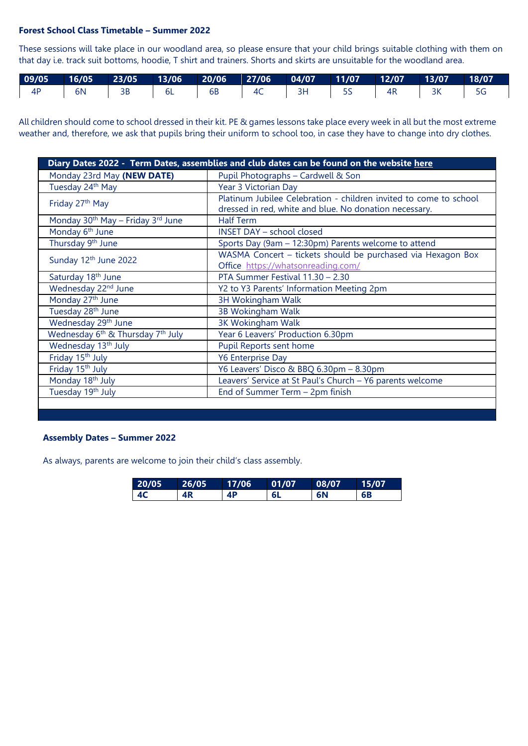**Forest School Class Timetable – Summer 2022**

These sessions will take place in our woodland area, so please ensure that your child brings suitable clothing with them on that day i.e. track suit bottoms, hoodie, T shirt and trainers. Shorts and skirts are unsuitable for the woodland area.

| 09/05 | 16/05 | 23/05 | 13/06 | 20/06 | 27/06 | 04/07 | 11/07 | 12/07 | 13/07 | 18/07 |
|---|---|---|---|---|---|---|---|---|---|---|
| 4P | 6N | 3B | 6L | 6B | 4C | 3H | 5S | 4R | 3K | 5G |

All children should come to school dressed in their kit. PE & games lessons take place every week in all but the most extreme weather and, therefore, we ask that pupils bring their uniform to school too, in case they have to change into dry clothes.

| Diary Dates 2022 - Term Dates, assemblies and club dates can be found on the website here | |
|---|---|
| Monday 23rd May **(NEW DATE)** | Pupil Photographs – Cardwell & Son |
| Tuesday 24th May | Year 3 Victorian Day |
| Friday 27th May | Platinum Jubilee Celebration - children invited to come to school dressed in red, white and blue. No donation necessary. |
| Monday 30th May – Friday 3rd June | Half Term |
| Monday 6th June | INSET DAY – school closed |
| Thursday 9th June | Sports Day (9am – 12:30pm) Parents welcome to attend |
| Sunday 12th June 2022 | WASMA Concert – tickets should be purchased via Hexagon Box Office https://whatsonreading.com/ |
| Saturday 18th June | PTA Summer Festival 11.30 – 2.30 |
| Wednesday 22nd June | Y2 to Y3 Parents' Information Meeting 2pm |
| Monday 27th June | 3H Wokingham Walk |
| Tuesday 28th June | 3B Wokingham Walk |
| Wednesday 29th June | 3K Wokingham Walk |
| Wednesday 6th & Thursday 7th July | Year 6 Leavers' Production 6.30pm |
| Wednesday 13th July | Pupil Reports sent home |
| Friday 15th July | Y6 Enterprise Day |
| Friday 15th July | Y6 Leavers' Disco & BBQ 6.30pm – 8.30pm |
| Monday 18th July | Leavers' Service at St Paul's Church – Y6 parents welcome |
| Tuesday 19th July | End of Summer Term – 2pm finish |

**Assembly Dates – Summer 2022**

As always, parents are welcome to join their child's class assembly.

| 20/05 | 26/05 | 17/06 | 01/07 | 08/07 | 15/07 |
|---|---|---|---|---|---|
| **4C** | **4R** | **4P** | **6L** | **6N** | **6B** |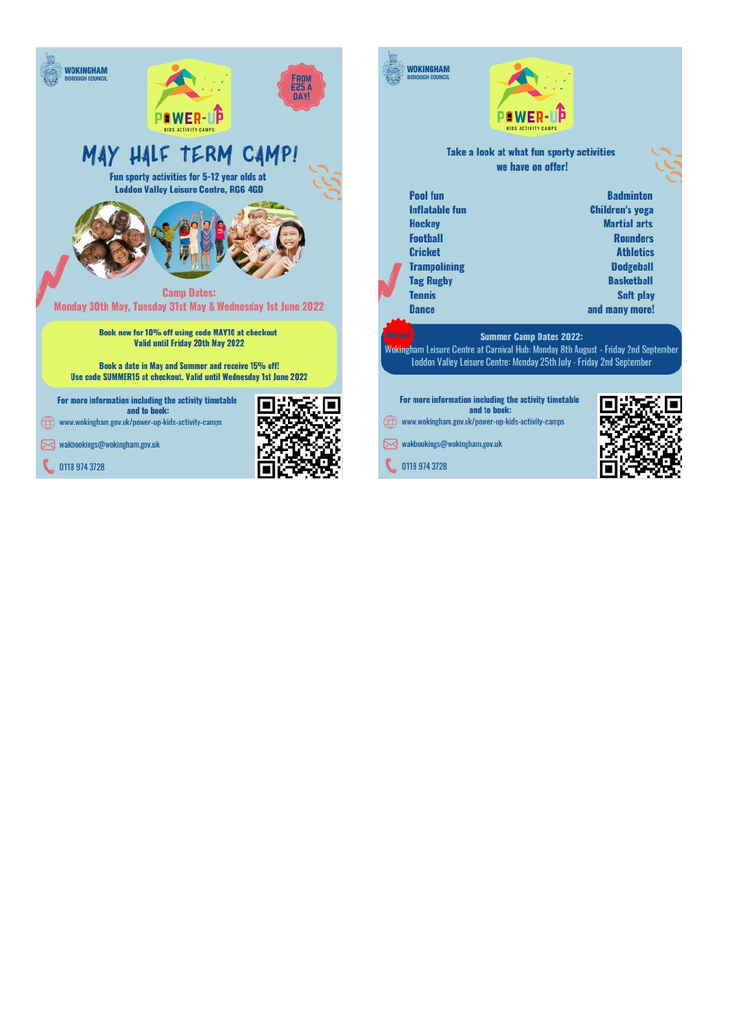WOKINGHAM BOROUGH COUNCIL

POWER-UP KIDS ACTIVITY CAMPS

FROM £25 A DAY!

# MAY HALF TERM CAMP!

**Fun sporty activities for 5-12 year olds at Loddon Valley Leisure Centre, RG6 4GD**

**Camp Dates:**
**Monday 30th May, Tuesday 31st May & Wednesday 1st June 2022**

**Book now for 10% off using code MAY10 at checkout**
**Valid until Friday 20th May 2022**

**Book a date in May and Summer and receive 15% off!**
**Use code SUMMER15 at checkout. Valid until Wednesday 1st June 2022**

**For more information including the activity timetable and to book:**

www.wokingham.gov.uk/power-up-kids-activity-camps

wakbookings@wokingham.gov.uk

0118 974 3728

---

WOKINGHAM BOROUGH COUNCIL

POWER-UP KIDS ACTIVITY CAMPS

**Take a look at what fun sporty activities we have on offer!**

- Pool fun
- Inflatable fun
- Hockey
- Football
- Cricket
- Trampolining
- Tag Rugby
- Tennis
- Dance
- Badminton
- Children's yoga
- Martial arts
- Rounders
- Athletics
- Dodgeball
- Basketball
- Soft play
- and many more!

**Summer Camp Dates 2022:**

New! Wokingham Leisure Centre at Carnival Hub: Monday 8th August - Friday 2nd September

Loddon Valley Leisure Centre: Monday 25th July - Friday 2nd September

**For more information including the activity timetable and to book:**

www.wokingham.gov.uk/power-up-kids-activity-camps

wakbookings@wokingham.gov.uk

0118 974 3728